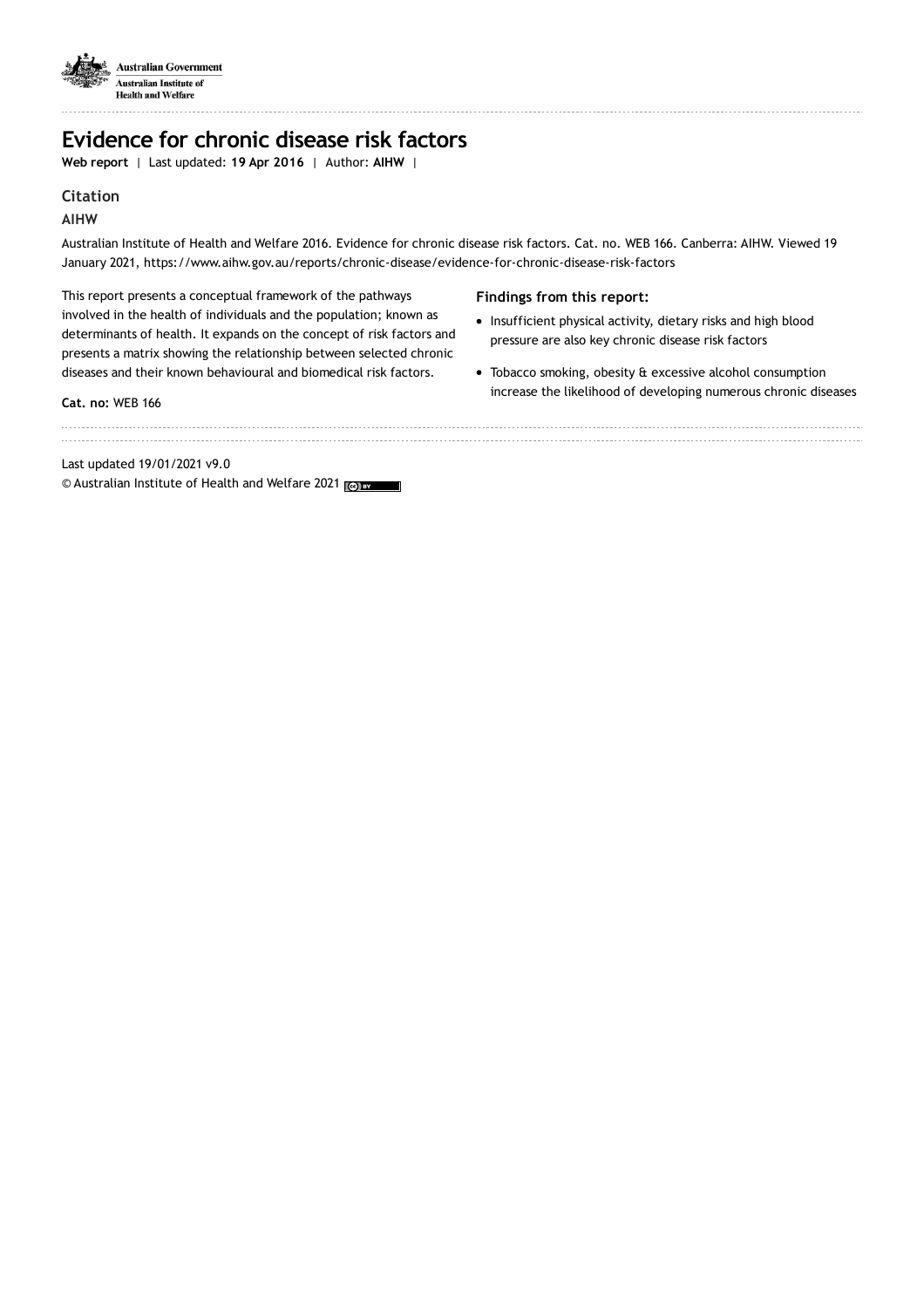Australian Government
Australian Institute of Health and Welfare

# Evidence for chronic disease risk factors

**Web report** | Last updated: **19 Apr 2016** | Author: **AIHW** |

## Citation

**AIHW**

Australian Institute of Health and Welfare 2016. Evidence for chronic disease risk factors. Cat. no. WEB 166. Canberra: AIHW. Viewed 19 January 2021, https://www.aihw.gov.au/reports/chronic-disease/evidence-for-chronic-disease-risk-factors

This report presents a conceptual framework of the pathways involved in the health of individuals and the population; known as determinants of health. It expands on the concept of risk factors and presents a matrix showing the relationship between selected chronic diseases and their known behavioural and biomedical risk factors.

**Cat. no:** WEB 166

**Findings from this report:**

- Insufficient physical activity, dietary risks and high blood pressure are also key chronic disease risk factors
- Tobacco smoking, obesity & excessive alcohol consumption increase the likelihood of developing numerous chronic diseases

Last updated 19/01/2021 v9.0

© Australian Institute of Health and Welfare 2021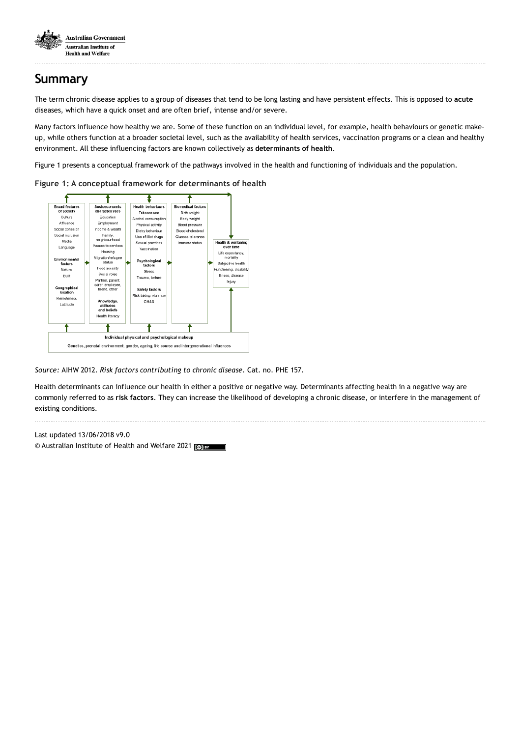## Summary

The term chronic disease applies to a group of diseases that tend to be long lasting and have persistent effects. This is opposed to **acute** diseases, which have a quick onset and are often brief, intense and/or severe.

Many factors influence how healthy we are. Some of these function on an individual level, for example, health behaviours or genetic make-up, while others function at a broader societal level, such as the availability of health services, vaccination programs or a clean and healthy environment. All these influencing factors are known collectively as **determinants of health**.

Figure 1 presents a conceptual framework of the pathways involved in the health and functioning of individuals and the population.

**Figure 1: A conceptual framework for determinants of health**

**Broad features of society**
- Culture
- Affluence
- Social cohesion
- Social inclusion
- Media
- Language

**Environmental factors**
- Natural
- Built

**Geographical location**
- Remoteness
- Latitude

**Socioeconomic characteristics**
- Education
- Employment
- Income & wealth
- Family, neighbourhood
- Access to services
- Housing
- Migration/refugee status
- Food security
- Social roles
- Partner, parent, carer, employee, friend, other

**Knowledge, attitudes and beliefs**
- Health literacy

**Health behaviours**
- Tobacco use
- Alcohol consumption
- Physical activity
- Dietry behaviour
- Use of illicit drugs
- Sexual practices
- Vaccination

**Psychological factors**
- Stress
- Trauma, torture

**Safety factors**
- Risk taking, violence
- OH&S

**Biomedical factors**
- Birth weight
- Body weight
- Blood pressure
- Blood cholesterol
- Glucose tolerance
- Immune status

**Health & wellbeing over time**
- Life expectancy, mortality
- Subjective health
- Functioning, disability
- Illness, disease
- Injury

**Individual physical and psychological makeup**

Genetics, prenatal environment, gender, ageing, life course and intergenerational influences

*Source:* AIHW 2012. *Risk factors contributing to chronic disease*. Cat. no. PHE 157.

Health determinants can influence our health in either a positive or negative way. Determinants affecting health in a negative way are commonly referred to as **risk factors**. They can increase the likelihood of developing a chronic disease, or interfere in the management of existing conditions.

Last updated 13/06/2018 v9.0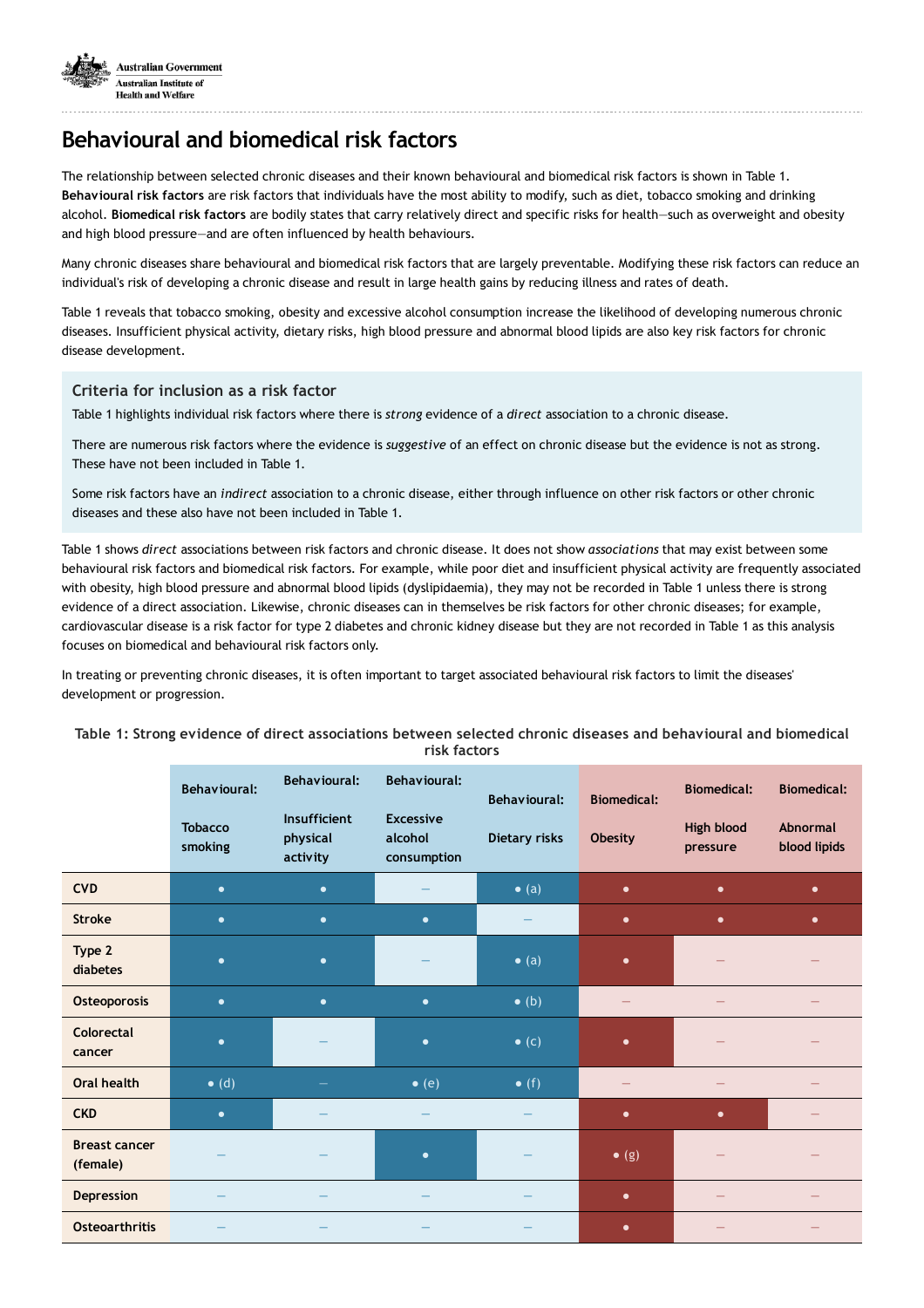# Behavioural and biomedical risk factors

The relationship between selected chronic diseases and their known behavioural and biomedical risk factors is shown in Table 1. **Behavioural risk factors** are risk factors that individuals have the most ability to modify, such as diet, tobacco smoking and drinking alcohol. **Biomedical risk factors** are bodily states that carry relatively direct and specific risks for health—such as overweight and obesity and high blood pressure—and are often influenced by health behaviours.

Many chronic diseases share behavioural and biomedical risk factors that are largely preventable. Modifying these risk factors can reduce an individual's risk of developing a chronic disease and result in large health gains by reducing illness and rates of death.

Table 1 reveals that tobacco smoking, obesity and excessive alcohol consumption increase the likelihood of developing numerous chronic diseases. Insufficient physical activity, dietary risks, high blood pressure and abnormal blood lipids are also key risk factors for chronic disease development.

### Criteria for inclusion as a risk factor

Table 1 highlights individual risk factors where there is *strong* evidence of a *direct* association to a chronic disease.

There are numerous risk factors where the evidence is *suggestive* of an effect on chronic disease but the evidence is not as strong. These have not been included in Table 1.

Some risk factors have an *indirect* association to a chronic disease, either through influence on other risk factors or other chronic diseases and these also have not been included in Table 1.

Table 1 shows *direct* associations between risk factors and chronic disease. It does not show *associations* that may exist between some behavioural risk factors and biomedical risk factors. For example, while poor diet and insufficient physical activity are frequently associated with obesity, high blood pressure and abnormal blood lipids (dyslipidaemia), they may not be recorded in Table 1 unless there is strong evidence of a direct association. Likewise, chronic diseases can in themselves be risk factors for other chronic diseases; for example, cardiovascular disease is a risk factor for type 2 diabetes and chronic kidney disease but they are not recorded in Table 1 as this analysis focuses on biomedical and behavioural risk factors only.

In treating or preventing chronic diseases, it is often important to target associated behavioural risk factors to limit the diseases' development or progression.

**Table 1: Strong evidence of direct associations between selected chronic diseases and behavioural and biomedical risk factors**

| | Behavioural: Tobacco smoking | Behavioural: Insufficient physical activity | Behavioural: Excessive alcohol consumption | Behavioural: Dietary risks | Biomedical: Obesity | Biomedical: High blood pressure | Biomedical: Abnormal blood lipids |
|---|---|---|---|---|---|---|---|
| **CVD** | • | • | – | • (a) | • | • | • |
| **Stroke** | • | • | • | – | • | • | • |
| **Type 2 diabetes** | • | • | – | • (a) | • | – | – |
| **Osteoporosis** | • | • | • | • (b) | – | – | – |
| **Colorectal cancer** | • | – | • | • (c) | • | – | – |
| **Oral health** | • (d) | – | • (e) | • (f) | – | – | – |
| **CKD** | • | – | – | – | • | • | – |
| **Breast cancer (female)** | – | – | • | – | • (g) | – | – |
| **Depression** | – | – | – | – | • | – | – |
| **Osteoarthritis** | – | – | – | – | • | – | – |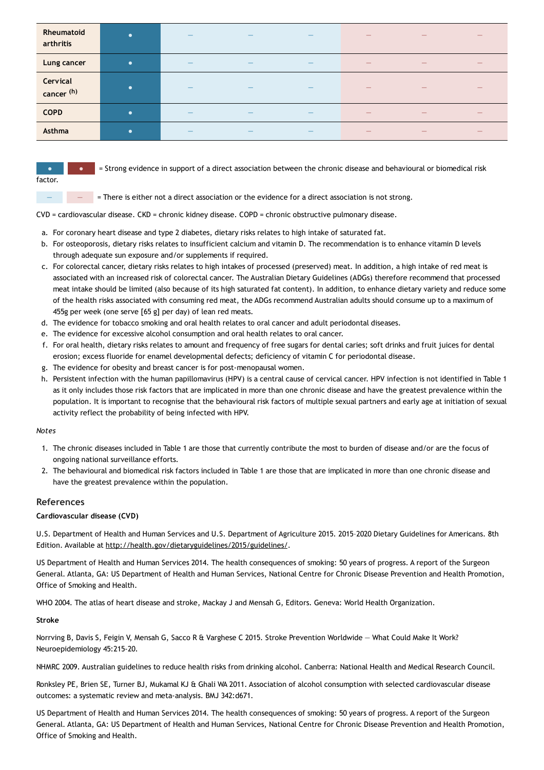| Rheumatoid arthritis | • | – | – | – | – | – | – |
|---|---|---|---|---|---|---|---|
| Lung cancer | • | – | – | – | – | – | – |
| Cervical cancer [(h)] | • | – | – | – | – | – | – |
| COPD | • | – | – | – | – | – | – |
| Asthma | • | – | – | – | – | – | – |

• • = Strong evidence in support of a direct association between the chronic disease and behavioural or biomedical risk factor.

– – = There is either not a direct association or the evidence for a direct association is not strong.

CVD = cardiovascular disease. CKD = chronic kidney disease. COPD = chronic obstructive pulmonary disease.

a. For coronary heart disease and type 2 diabetes, dietary risks relates to high intake of saturated fat.
b. For osteoporosis, dietary risks relates to insufficient calcium and vitamin D. The recommendation is to enhance vitamin D levels through adequate sun exposure and/or supplements if required.
c. For colorectal cancer, dietary risks relates to high intakes of processed (preserved) meat. In addition, a high intake of red meat is associated with an increased risk of colorectal cancer. The Australian Dietary Guidelines (ADGs) therefore recommend that processed meat intake should be limited (also because of its high saturated fat content). In addition, to enhance dietary variety and reduce some of the health risks associated with consuming red meat, the ADGs recommend Australian adults should consume up to a maximum of 455g per week (one serve [65 g] per day) of lean red meats.
d. The evidence for tobacco smoking and oral health relates to oral cancer and adult periodontal diseases.
e. The evidence for excessive alcohol consumption and oral health relates to oral cancer.
f. For oral health, dietary risks relates to amount and frequency of free sugars for dental caries; soft drinks and fruit juices for dental erosion; excess fluoride for enamel developmental defects; deficiency of vitamin C for periodontal disease.
g. The evidence for obesity and breast cancer is for post-menopausal women.
h. Persistent infection with the human papillomavirus (HPV) is a central cause of cervical cancer. HPV infection is not identified in Table 1 as it only includes those risk factors that are implicated in more than one chronic disease and have the greatest prevalence within the population. It is important to recognise that the behavioural risk factors of multiple sexual partners and early age at initiation of sexual activity reflect the probability of being infected with HPV.

*Notes*

1. The chronic diseases included in Table 1 are those that currently contribute the most to burden of disease and/or are the focus of ongoing national surveillance efforts.
2. The behavioural and biomedical risk factors included in Table 1 are those that are implicated in more than one chronic disease and have the greatest prevalence within the population.

## References

### Cardiovascular disease (CVD)

U.S. Department of Health and Human Services and U.S. Department of Agriculture 2015. 2015–2020 Dietary Guidelines for Americans. 8th Edition. Available at http://health.gov/dietaryguidelines/2015/guidelines/.

US Department of Health and Human Services 2014. The health consequences of smoking: 50 years of progress. A report of the Surgeon General. Atlanta, GA: US Department of Health and Human Services, National Centre for Chronic Disease Prevention and Health Promotion, Office of Smoking and Health.

WHO 2004. The atlas of heart disease and stroke, Mackay J and Mensah G, Editors. Geneva: World Health Organization.

### Stroke

Norrving B, Davis S, Feigin V, Mensah G, Sacco R & Varghese C 2015. Stroke Prevention Worldwide — What Could Make It Work? Neuroepidemiology 45:215-20.

NHMRC 2009. Australian guidelines to reduce health risks from drinking alcohol. Canberra: National Health and Medical Research Council.

Ronksley PE, Brien SE, Turner BJ, Mukamal KJ & Ghali WA 2011. Association of alcohol consumption with selected cardiovascular disease outcomes: a systematic review and meta-analysis. BMJ 342:d671.

US Department of Health and Human Services 2014. The health consequences of smoking: 50 years of progress. A report of the Surgeon General. Atlanta, GA: US Department of Health and Human Services, National Centre for Chronic Disease Prevention and Health Promotion, Office of Smoking and Health.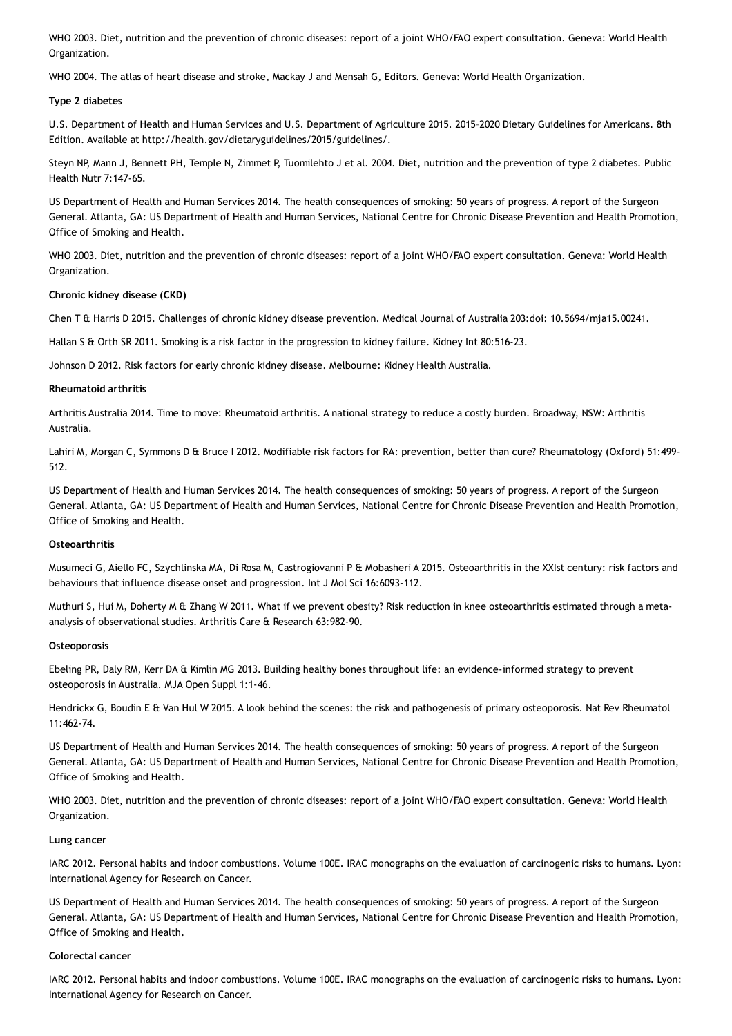WHO 2003. Diet, nutrition and the prevention of chronic diseases: report of a joint WHO/FAO expert consultation. Geneva: World Health Organization.

WHO 2004. The atlas of heart disease and stroke, Mackay J and Mensah G, Editors. Geneva: World Health Organization.

**Type 2 diabetes**

U.S. Department of Health and Human Services and U.S. Department of Agriculture 2015. 2015–2020 Dietary Guidelines for Americans. 8th Edition. Available at http://health.gov/dietaryguidelines/2015/guidelines/.

Steyn NP, Mann J, Bennett PH, Temple N, Zimmet P, Tuomilehto J et al. 2004. Diet, nutrition and the prevention of type 2 diabetes. Public Health Nutr 7:147-65.

US Department of Health and Human Services 2014. The health consequences of smoking: 50 years of progress. A report of the Surgeon General. Atlanta, GA: US Department of Health and Human Services, National Centre for Chronic Disease Prevention and Health Promotion, Office of Smoking and Health.

WHO 2003. Diet, nutrition and the prevention of chronic diseases: report of a joint WHO/FAO expert consultation. Geneva: World Health Organization.

**Chronic kidney disease (CKD)**

Chen T & Harris D 2015. Challenges of chronic kidney disease prevention. Medical Journal of Australia 203:doi: 10.5694/mja15.00241.

Hallan S & Orth SR 2011. Smoking is a risk factor in the progression to kidney failure. Kidney Int 80:516-23.

Johnson D 2012. Risk factors for early chronic kidney disease. Melbourne: Kidney Health Australia.

**Rheumatoid arthritis**

Arthritis Australia 2014. Time to move: Rheumatoid arthritis. A national strategy to reduce a costly burden. Broadway, NSW: Arthritis Australia.

Lahiri M, Morgan C, Symmons D & Bruce I 2012. Modifiable risk factors for RA: prevention, better than cure? Rheumatology (Oxford) 51:499-512.

US Department of Health and Human Services 2014. The health consequences of smoking: 50 years of progress. A report of the Surgeon General. Atlanta, GA: US Department of Health and Human Services, National Centre for Chronic Disease Prevention and Health Promotion, Office of Smoking and Health.

**Osteoarthritis**

Musumeci G, Aiello FC, Szychlinska MA, Di Rosa M, Castrogiovanni P & Mobasheri A 2015. Osteoarthritis in the XXIst century: risk factors and behaviours that influence disease onset and progression. Int J Mol Sci 16:6093-112.

Muthuri S, Hui M, Doherty M & Zhang W 2011. What if we prevent obesity? Risk reduction in knee osteoarthritis estimated through a meta-analysis of observational studies. Arthritis Care & Research 63:982-90.

**Osteoporosis**

Ebeling PR, Daly RM, Kerr DA & Kimlin MG 2013. Building healthy bones throughout life: an evidence-informed strategy to prevent osteoporosis in Australia. MJA Open Suppl 1:1-46.

Hendrickx G, Boudin E & Van Hul W 2015. A look behind the scenes: the risk and pathogenesis of primary osteoporosis. Nat Rev Rheumatol 11:462-74.

US Department of Health and Human Services 2014. The health consequences of smoking: 50 years of progress. A report of the Surgeon General. Atlanta, GA: US Department of Health and Human Services, National Centre for Chronic Disease Prevention and Health Promotion, Office of Smoking and Health.

WHO 2003. Diet, nutrition and the prevention of chronic diseases: report of a joint WHO/FAO expert consultation. Geneva: World Health Organization.

**Lung cancer**

IARC 2012. Personal habits and indoor combustions. Volume 100E. IRAC monographs on the evaluation of carcinogenic risks to humans. Lyon: International Agency for Research on Cancer.

US Department of Health and Human Services 2014. The health consequences of smoking: 50 years of progress. A report of the Surgeon General. Atlanta, GA: US Department of Health and Human Services, National Centre for Chronic Disease Prevention and Health Promotion, Office of Smoking and Health.

**Colorectal cancer**

IARC 2012. Personal habits and indoor combustions. Volume 100E. IRAC monographs on the evaluation of carcinogenic risks to humans. Lyon: International Agency for Research on Cancer.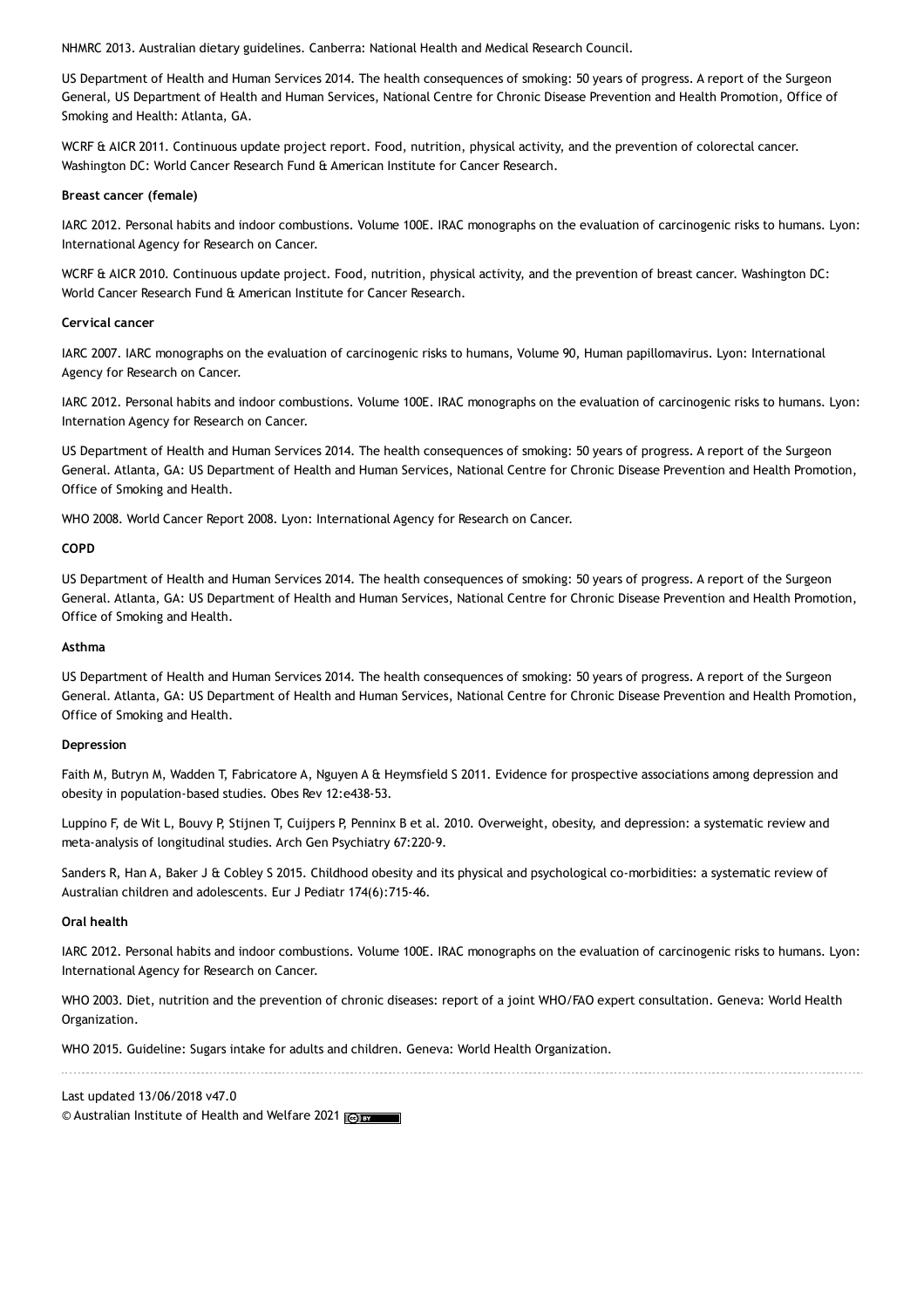NHMRC 2013. Australian dietary guidelines. Canberra: National Health and Medical Research Council.

US Department of Health and Human Services 2014. The health consequences of smoking: 50 years of progress. A report of the Surgeon General, US Department of Health and Human Services, National Centre for Chronic Disease Prevention and Health Promotion, Office of Smoking and Health: Atlanta, GA.

WCRF & AICR 2011. Continuous update project report. Food, nutrition, physical activity, and the prevention of colorectal cancer. Washington DC: World Cancer Research Fund & American Institute for Cancer Research.

**Breast cancer (female)**

IARC 2012. Personal habits and indoor combustions. Volume 100E. IRAC monographs on the evaluation of carcinogenic risks to humans. Lyon: International Agency for Research on Cancer.

WCRF & AICR 2010. Continuous update project. Food, nutrition, physical activity, and the prevention of breast cancer. Washington DC: World Cancer Research Fund & American Institute for Cancer Research.

**Cervical cancer**

IARC 2007. IARC monographs on the evaluation of carcinogenic risks to humans, Volume 90, Human papillomavirus. Lyon: International Agency for Research on Cancer.

IARC 2012. Personal habits and indoor combustions. Volume 100E. IRAC monographs on the evaluation of carcinogenic risks to humans. Lyon: Internation Agency for Research on Cancer.

US Department of Health and Human Services 2014. The health consequences of smoking: 50 years of progress. A report of the Surgeon General. Atlanta, GA: US Department of Health and Human Services, National Centre for Chronic Disease Prevention and Health Promotion, Office of Smoking and Health.

WHO 2008. World Cancer Report 2008. Lyon: International Agency for Research on Cancer.

**COPD**

US Department of Health and Human Services 2014. The health consequences of smoking: 50 years of progress. A report of the Surgeon General. Atlanta, GA: US Department of Health and Human Services, National Centre for Chronic Disease Prevention and Health Promotion, Office of Smoking and Health.

**Asthma**

US Department of Health and Human Services 2014. The health consequences of smoking: 50 years of progress. A report of the Surgeon General. Atlanta, GA: US Department of Health and Human Services, National Centre for Chronic Disease Prevention and Health Promotion, Office of Smoking and Health.

**Depression**

Faith M, Butryn M, Wadden T, Fabricatore A, Nguyen A & Heymsfield S 2011. Evidence for prospective associations among depression and obesity in population-based studies. Obes Rev 12:e438-53.

Luppino F, de Wit L, Bouvy P, Stijnen T, Cuijpers P, Penninx B et al. 2010. Overweight, obesity, and depression: a systematic review and meta-analysis of longitudinal studies. Arch Gen Psychiatry 67:220-9.

Sanders R, Han A, Baker J & Cobley S 2015. Childhood obesity and its physical and psychological co-morbidities: a systematic review of Australian children and adolescents. Eur J Pediatr 174(6):715-46.

**Oral health**

IARC 2012. Personal habits and indoor combustions. Volume 100E. IRAC monographs on the evaluation of carcinogenic risks to humans. Lyon: International Agency for Research on Cancer.

WHO 2003. Diet, nutrition and the prevention of chronic diseases: report of a joint WHO/FAO expert consultation. Geneva: World Health Organization.

WHO 2015. Guideline: Sugars intake for adults and children. Geneva: World Health Organization.

---

Last updated 13/06/2018 v47.0

© Australian Institute of Health and Welfare 2021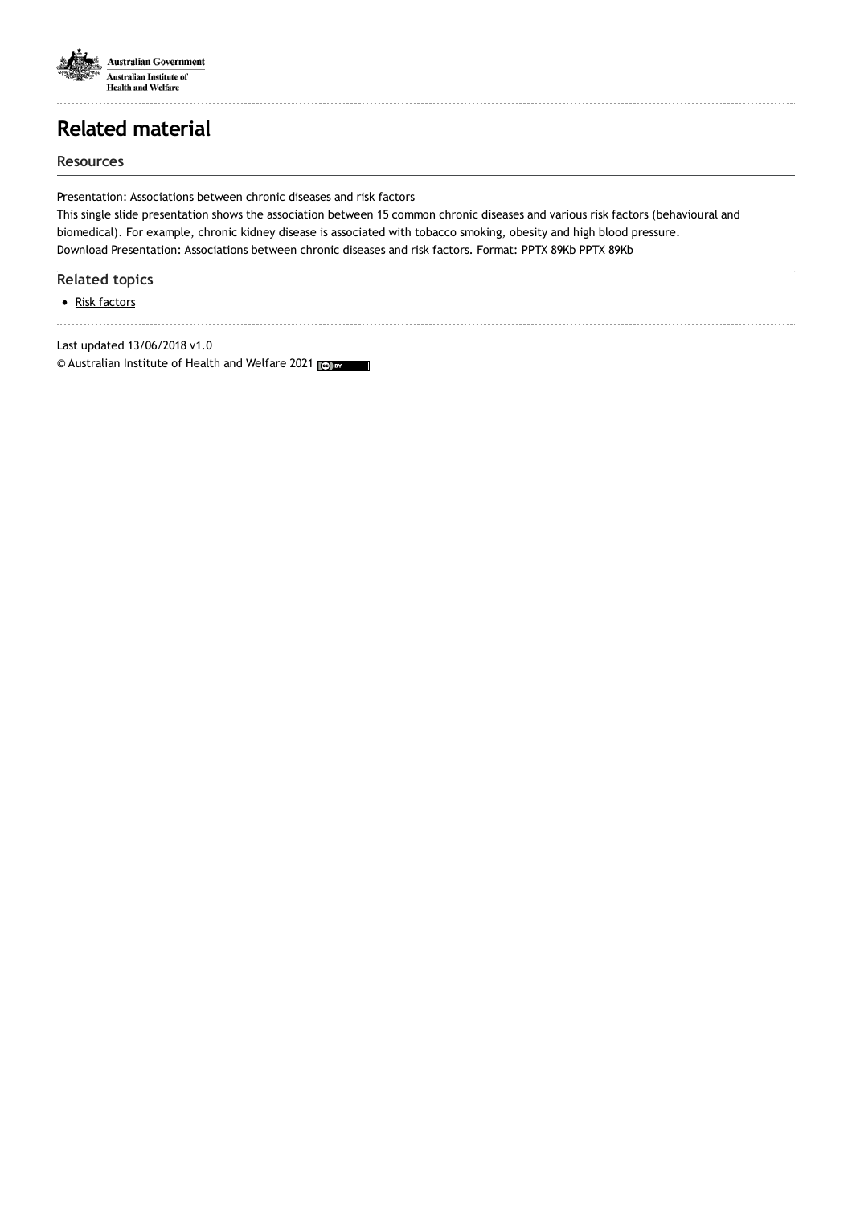Australian Government
Australian Institute of Health and Welfare

# Related material

## Resources

Presentation: Associations between chronic diseases and risk factors

This single slide presentation shows the association between 15 common chronic diseases and various risk factors (behavioural and biomedical). For example, chronic kidney disease is associated with tobacco smoking, obesity and high blood pressure.

Download Presentation: Associations between chronic diseases and risk factors. Format: PPTX 89Kb PPTX 89Kb

## Related topics

- Risk factors

Last updated 13/06/2018 v1.0

© Australian Institute of Health and Welfare 2021